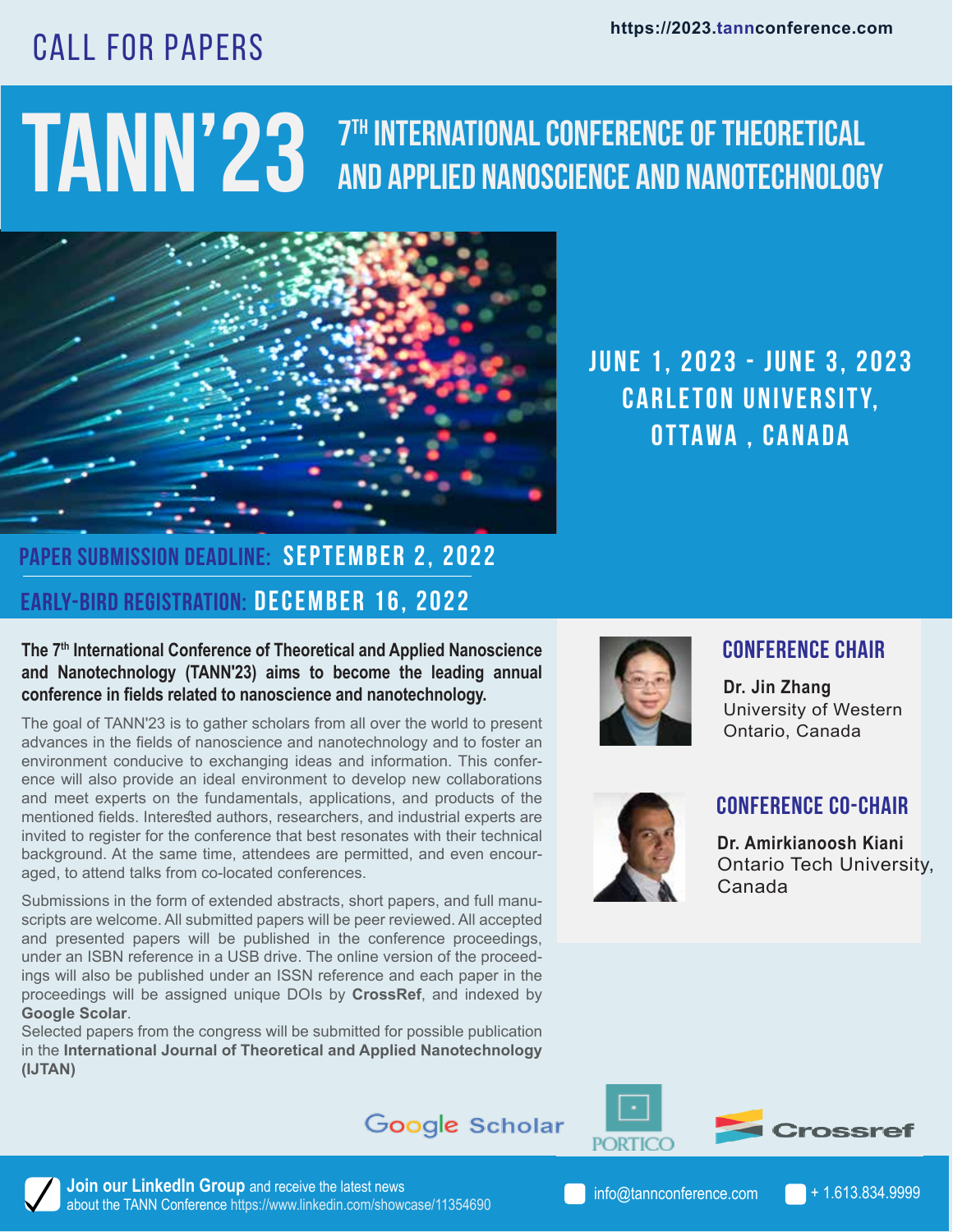https://2023.tannconference.com

# CALL FOR PAPERS

# TANN'23

## 7TH INTERNATIONAL CONFERENCE OF THEORETICAL AND APPLIED NANOSCIENCE AND NANOTECHNOLOGY

**JUNE 1, 2023 - JUNE 3, 2023**
**CARLETON UNIVERSITY, OTTAWA , CANADA**

**PAPER SUBMISSION DEADLINE: SEPTEMBER 2, 2022**

**EARLY-BIRD REGISTRATION: DECEMBER 16, 2022**

**The 7th International Conference of Theoretical and Applied Nanoscience and Nanotechnology (TANN'23) aims to become the leading annual conference in fields related to nanoscience and nanotechnology.**

The goal of TANN'23 is to gather scholars from all over the world to present advances in the fields of nanoscience and nanotechnology and to foster an environment conducive to exchanging ideas and information. This conference will also provide an ideal environment to develop new collaborations and meet experts on the fundamentals, applications, and products of the mentioned fields. Interested authors, researchers, and industrial experts are invited to register for the conference that best resonates with their technical background. At the same time, attendees are permitted, and even encouraged, to attend talks from co-located conferences.

Submissions in the form of extended abstracts, short papers, and full manuscripts are welcome. All submitted papers will be peer reviewed. All accepted and presented papers will be published in the conference proceedings, under an ISBN reference in a USB drive. The online version of the proceedings will also be published under an ISSN reference and each paper in the proceedings will be assigned unique DOIs by **CrossRef**, and indexed by **Google Scolar**.

Selected papers from the congress will be submitted for possible publication in the **International Journal of Theoretical and Applied Nanotechnology (IJTAN)**

### CONFERENCE CHAIR

**Dr. Jin Zhang**
University of Western Ontario, Canada

### CONFERENCE CO-CHAIR

**Dr. Amirkianoosh Kiani**
Ontario Tech University, Canada

Google Scholar | PORTICO | Crossref

**Join our LinkedIn Group** and receive the latest news about the TANN Conference https://www.linkedin.com/showcase/11354690

info@tannconference.com

+ 1.613.834.9999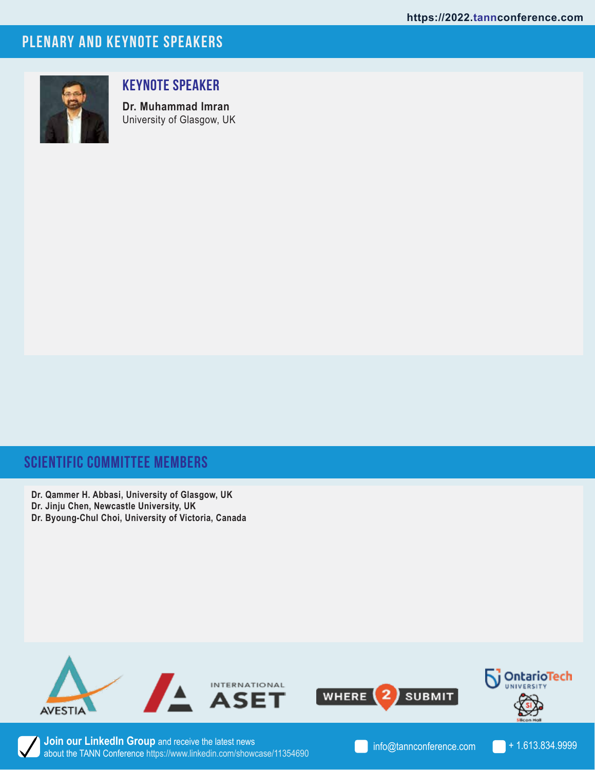## PLENARY AND KEYNOTE SPEAKERS

### KEYNOTE SPEAKER

**Dr. Muhammad Imran**
University of Glasgow, UK

## SCIENTIFIC COMMITTEE MEMBERS

**Dr. Qammer H. Abbasi, University of Glasgow, UK**
**Dr. Jinju Chen, Newcastle University, UK**
**Dr. Byoung-Chul Choi, University of Victoria, Canada**

AVESTIA

INTERNATIONAL ASET

WHERE 2 SUBMIT

OntarioTech UNIVERSITY

**Join our LinkedIn Group** and receive the latest news about the TANN Conference https://www.linkedin.com/showcase/11354690

info@tannconference.com

+ 1.613.834.9999